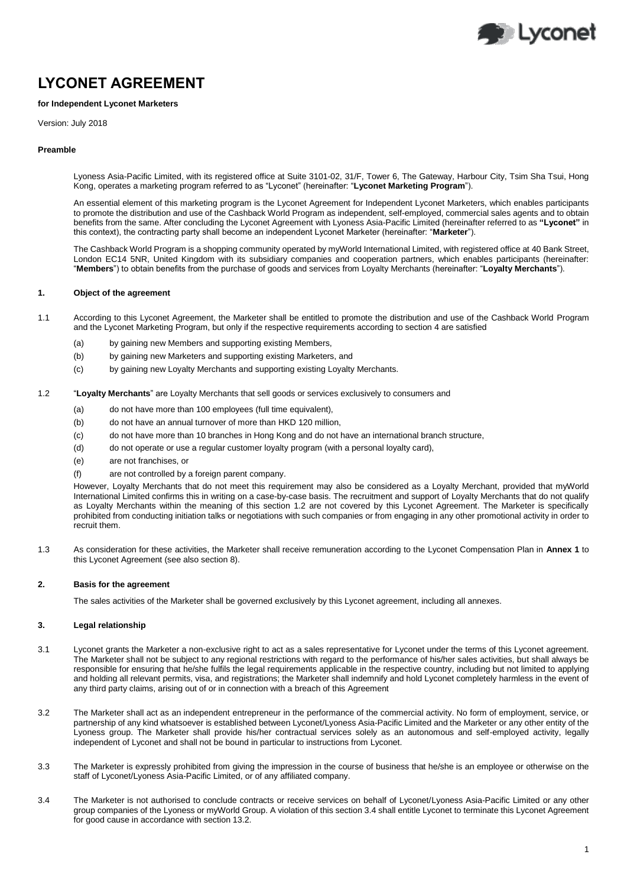# LYCONET AGREEMENT

**for Independent Lyconet Marketers**

Version: July 2018

**Preamble**

Lyoness Asia-Pacific Limited, with its registered office at Suite 3101-02, 31/F, Tower 6, The Gateway, Harbour City, Tsim Sha Tsui, Hong Kong, operates a marketing program referred to as "Lyconet" (hereinafter: "**Lyconet Marketing Program**").

An essential element of this marketing program is the Lyconet Agreement for Independent Lyconet Marketers, which enables participants to promote the distribution and use of the Cashback World Program as independent, self-employed, commercial sales agents and to obtain benefits from the same. After concluding the Lyconet Agreement with Lyoness Asia-Pacific Limited (hereinafter referred to as **"Lyconet"** in this context), the contracting party shall become an independent Lyconet Marketer (hereinafter: "**Marketer**").

The Cashback World Program is a shopping community operated by myWorld International Limited, with registered office at 40 Bank Street, London EC14 5NR, United Kingdom with its subsidiary companies and cooperation partners, which enables participants (hereinafter: "**Members**") to obtain benefits from the purchase of goods and services from Loyalty Merchants (hereinafter: "**Loyalty Merchants**").

## 1. Object of the agreement

1.1 According to this Lyconet Agreement, the Marketer shall be entitled to promote the distribution and use of the Cashback World Program and the Lyconet Marketing Program, but only if the respective requirements according to section 4 are satisfied

- (a) by gaining new Members and supporting existing Members,
- (b) by gaining new Marketers and supporting existing Marketers, and
- (c) by gaining new Loyalty Merchants and supporting existing Loyalty Merchants.

1.2 "**Loyalty Merchants**" are Loyalty Merchants that sell goods or services exclusively to consumers and

- (a) do not have more than 100 employees (full time equivalent),
- (b) do not have an annual turnover of more than HKD 120 million,
- (c) do not have more than 10 branches in Hong Kong and do not have an international branch structure,
- (d) do not operate or use a regular customer loyalty program (with a personal loyalty card),
- (e) are not franchises, or
- (f) are not controlled by a foreign parent company.

However, Loyalty Merchants that do not meet this requirement may also be considered as a Loyalty Merchant, provided that myWorld International Limited confirms this in writing on a case-by-case basis. The recruitment and support of Loyalty Merchants that do not qualify as Loyalty Merchants within the meaning of this section 1.2 are not covered by this Lyconet Agreement. The Marketer is specifically prohibited from conducting initiation talks or negotiations with such companies or from engaging in any other promotional activity in order to recruit them.

1.3 As consideration for these activities, the Marketer shall receive remuneration according to the Lyconet Compensation Plan in **Annex 1** to this Lyconet Agreement (see also section 8).

## 2. Basis for the agreement

The sales activities of the Marketer shall be governed exclusively by this Lyconet agreement, including all annexes.

## 3. Legal relationship

3.1 Lyconet grants the Marketer a non-exclusive right to act as a sales representative for Lyconet under the terms of this Lyconet agreement. The Marketer shall not be subject to any regional restrictions with regard to the performance of his/her sales activities, but shall always be responsible for ensuring that he/she fulfils the legal requirements applicable in the respective country, including but not limited to applying and holding all relevant permits, visa, and registrations; the Marketer shall indemnify and hold Lyconet completely harmless in the event of any third party claims, arising out of or in connection with a breach of this Agreement

3.2 The Marketer shall act as an independent entrepreneur in the performance of the commercial activity. No form of employment, service, or partnership of any kind whatsoever is established between Lyconet/Lyoness Asia-Pacific Limited and the Marketer or any other entity of the Lyoness group. The Marketer shall provide his/her contractual services solely as an autonomous and self-employed activity, legally independent of Lyconet and shall not be bound in particular to instructions from Lyconet.

3.3 The Marketer is expressly prohibited from giving the impression in the course of business that he/she is an employee or otherwise on the staff of Lyconet/Lyoness Asia-Pacific Limited, or of any affiliated company.

3.4 The Marketer is not authorised to conclude contracts or receive services on behalf of Lyconet/Lyoness Asia-Pacific Limited or any other group companies of the Lyoness or myWorld Group. A violation of this section 3.4 shall entitle Lyconet to terminate this Lyconet Agreement for good cause in accordance with section 13.2.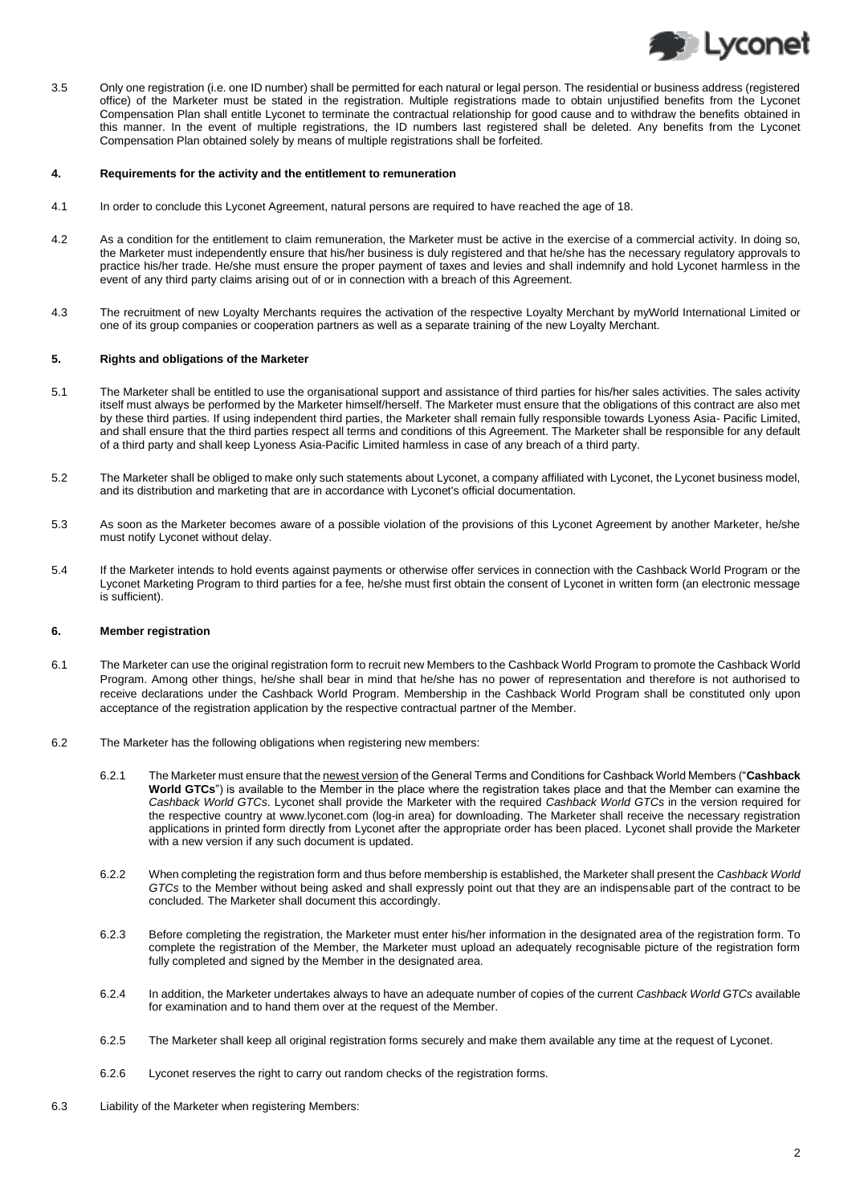3.5 Only one registration (i.e. one ID number) shall be permitted for each natural or legal person. The residential or business address (registered office) of the Marketer must be stated in the registration. Multiple registrations made to obtain unjustified benefits from the Lyconet Compensation Plan shall entitle Lyconet to terminate the contractual relationship for good cause and to withdraw the benefits obtained in this manner. In the event of multiple registrations, the ID numbers last registered shall be deleted. Any benefits from the Lyconet Compensation Plan obtained solely by means of multiple registrations shall be forfeited.

## 4. Requirements for the activity and the entitlement to remuneration

4.1 In order to conclude this Lyconet Agreement, natural persons are required to have reached the age of 18.

4.2 As a condition for the entitlement to claim remuneration, the Marketer must be active in the exercise of a commercial activity. In doing so, the Marketer must independently ensure that his/her business is duly registered and that he/she has the necessary regulatory approvals to practice his/her trade. He/she must ensure the proper payment of taxes and levies and shall indemnify and hold Lyconet harmless in the event of any third party claims arising out of or in connection with a breach of this Agreement.

4.3 The recruitment of new Loyalty Merchants requires the activation of the respective Loyalty Merchant by myWorld International Limited or one of its group companies or cooperation partners as well as a separate training of the new Loyalty Merchant.

## 5. Rights and obligations of the Marketer

5.1 The Marketer shall be entitled to use the organisational support and assistance of third parties for his/her sales activities. The sales activity itself must always be performed by the Marketer himself/herself. The Marketer must ensure that the obligations of this contract are also met by these third parties. If using independent third parties, the Marketer shall remain fully responsible towards Lyoness Asia- Pacific Limited, and shall ensure that the third parties respect all terms and conditions of this Agreement. The Marketer shall be responsible for any default of a third party and shall keep Lyoness Asia-Pacific Limited harmless in case of any breach of a third party.

5.2 The Marketer shall be obliged to make only such statements about Lyconet, a company affiliated with Lyconet, the Lyconet business model, and its distribution and marketing that are in accordance with Lyconet's official documentation.

5.3 As soon as the Marketer becomes aware of a possible violation of the provisions of this Lyconet Agreement by another Marketer, he/she must notify Lyconet without delay.

5.4 If the Marketer intends to hold events against payments or otherwise offer services in connection with the Cashback World Program or the Lyconet Marketing Program to third parties for a fee, he/she must first obtain the consent of Lyconet in written form (an electronic message is sufficient).

## 6. Member registration

6.1 The Marketer can use the original registration form to recruit new Members to the Cashback World Program to promote the Cashback World Program. Among other things, he/she shall bear in mind that he/she has no power of representation and therefore is not authorised to receive declarations under the Cashback World Program. Membership in the Cashback World Program shall be constituted only upon acceptance of the registration application by the respective contractual partner of the Member.

6.2 The Marketer has the following obligations when registering new members:

6.2.1 The Marketer must ensure that the newest version of the General Terms and Conditions for Cashback World Members ("**Cashback World GTCs**") is available to the Member in the place where the registration takes place and that the Member can examine the *Cashback World GTCs*. Lyconet shall provide the Marketer with the required *Cashback World GTCs* in the version required for the respective country at www.lyconet.com (log-in area) for downloading. The Marketer shall receive the necessary registration applications in printed form directly from Lyconet after the appropriate order has been placed. Lyconet shall provide the Marketer with a new version if any such document is updated.

6.2.2 When completing the registration form and thus before membership is established, the Marketer shall present the *Cashback World GTCs* to the Member without being asked and shall expressly point out that they are an indispensable part of the contract to be concluded. The Marketer shall document this accordingly.

6.2.3 Before completing the registration, the Marketer must enter his/her information in the designated area of the registration form. To complete the registration of the Member, the Marketer must upload an adequately recognisable picture of the registration form fully completed and signed by the Member in the designated area.

6.2.4 In addition, the Marketer undertakes always to have an adequate number of copies of the current *Cashback World GTCs* available for examination and to hand them over at the request of the Member.

6.2.5 The Marketer shall keep all original registration forms securely and make them available any time at the request of Lyconet.

6.2.6 Lyconet reserves the right to carry out random checks of the registration forms.

6.3 Liability of the Marketer when registering Members: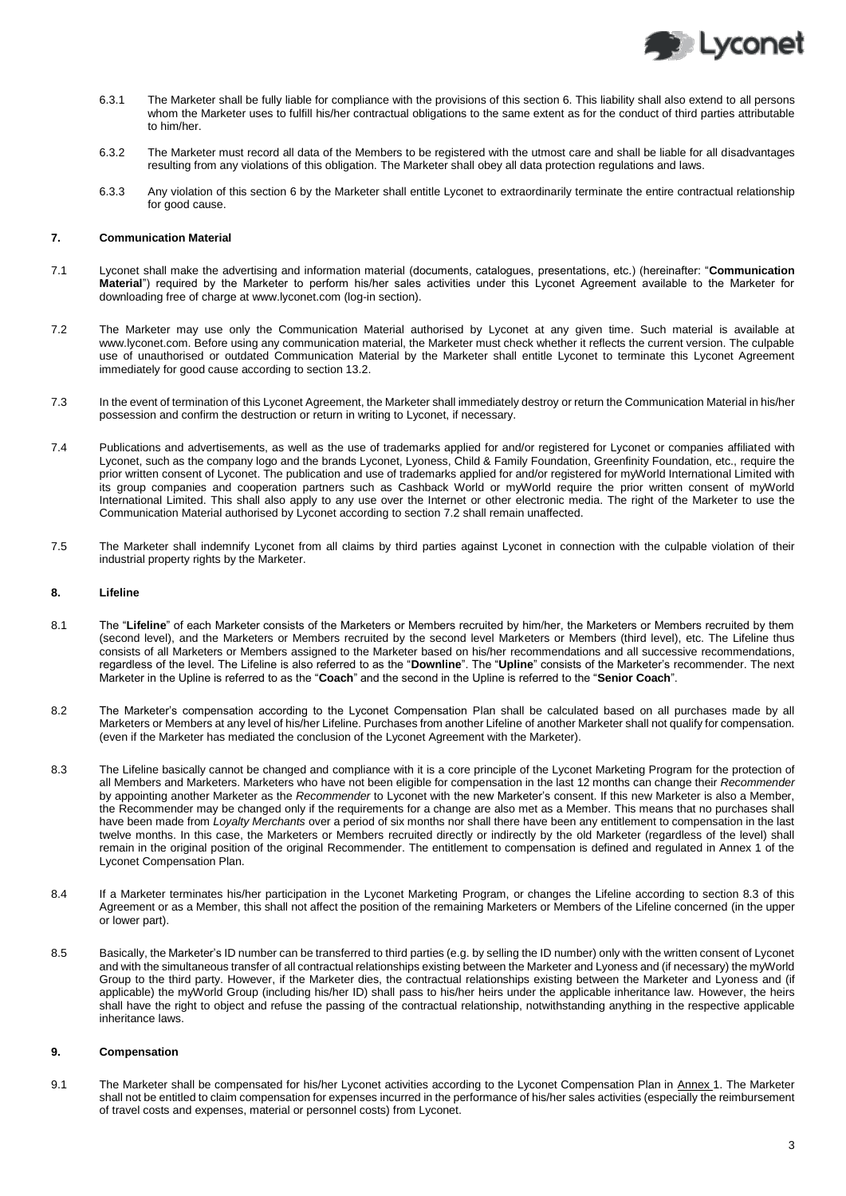6.3.1 The Marketer shall be fully liable for compliance with the provisions of this section 6. This liability shall also extend to all persons whom the Marketer uses to fulfill his/her contractual obligations to the same extent as for the conduct of third parties attributable to him/her.

6.3.2 The Marketer must record all data of the Members to be registered with the utmost care and shall be liable for all disadvantages resulting from any violations of this obligation. The Marketer shall obey all data protection regulations and laws.

6.3.3 Any violation of this section 6 by the Marketer shall entitle Lyconet to extraordinarily terminate the entire contractual relationship for good cause.

## 7. Communication Material

7.1 Lyconet shall make the advertising and information material (documents, catalogues, presentations, etc.) (hereinafter: "**Communication Material**") required by the Marketer to perform his/her sales activities under this Lyconet Agreement available to the Marketer for downloading free of charge at www.lyconet.com (log-in section).

7.2 The Marketer may use only the Communication Material authorised by Lyconet at any given time. Such material is available at www.lyconet.com. Before using any communication material, the Marketer must check whether it reflects the current version. The culpable use of unauthorised or outdated Communication Material by the Marketer shall entitle Lyconet to terminate this Lyconet Agreement immediately for good cause according to section 13.2.

7.3 In the event of termination of this Lyconet Agreement, the Marketer shall immediately destroy or return the Communication Material in his/her possession and confirm the destruction or return in writing to Lyconet, if necessary.

7.4 Publications and advertisements, as well as the use of trademarks applied for and/or registered for Lyconet or companies affiliated with Lyconet, such as the company logo and the brands Lyconet, Lyoness, Child & Family Foundation, Greenfinity Foundation, etc., require the prior written consent of Lyconet. The publication and use of trademarks applied for and/or registered for myWorld International Limited with its group companies and cooperation partners such as Cashback World or myWorld require the prior written consent of myWorld International Limited. This shall also apply to any use over the Internet or other electronic media. The right of the Marketer to use the Communication Material authorised by Lyconet according to section 7.2 shall remain unaffected.

7.5 The Marketer shall indemnify Lyconet from all claims by third parties against Lyconet in connection with the culpable violation of their industrial property rights by the Marketer.

## 8. Lifeline

8.1 The "**Lifeline**" of each Marketer consists of the Marketers or Members recruited by him/her, the Marketers or Members recruited by them (second level), and the Marketers or Members recruited by the second level Marketers or Members (third level), etc. The Lifeline thus consists of all Marketers or Members assigned to the Marketer based on his/her recommendations and all successive recommendations, regardless of the level. The Lifeline is also referred to as the "**Downline**". The "**Upline**" consists of the Marketer's recommender. The next Marketer in the Upline is referred to as the "**Coach**" and the second in the Upline is referred to the "**Senior Coach**".

8.2 The Marketer's compensation according to the Lyconet Compensation Plan shall be calculated based on all purchases made by all Marketers or Members at any level of his/her Lifeline. Purchases from another Lifeline of another Marketer shall not qualify for compensation. (even if the Marketer has mediated the conclusion of the Lyconet Agreement with the Marketer).

8.3 The Lifeline basically cannot be changed and compliance with it is a core principle of the Lyconet Marketing Program for the protection of all Members and Marketers. Marketers who have not been eligible for compensation in the last 12 months can change their *Recommender* by appointing another Marketer as the *Recommender* to Lyconet with the new Marketer's consent. If this new Marketer is also a Member, the Recommender may be changed only if the requirements for a change are also met as a Member. This means that no purchases shall have been made from *Loyalty Merchants* over a period of six months nor shall there have been any entitlement to compensation in the last twelve months. In this case, the Marketers or Members recruited directly or indirectly by the old Marketer (regardless of the level) shall remain in the original position of the original Recommender. The entitlement to compensation is defined and regulated in Annex 1 of the Lyconet Compensation Plan.

8.4 If a Marketer terminates his/her participation in the Lyconet Marketing Program, or changes the Lifeline according to section 8.3 of this Agreement or as a Member, this shall not affect the position of the remaining Marketers or Members of the Lifeline concerned (in the upper or lower part).

8.5 Basically, the Marketer's ID number can be transferred to third parties (e.g. by selling the ID number) only with the written consent of Lyconet and with the simultaneous transfer of all contractual relationships existing between the Marketer and Lyoness and (if necessary) the myWorld Group to the third party. However, if the Marketer dies, the contractual relationships existing between the Marketer and Lyoness and (if applicable) the myWorld Group (including his/her ID) shall pass to his/her heirs under the applicable inheritance law. However, the heirs shall have the right to object and refuse the passing of the contractual relationship, notwithstanding anything in the respective applicable inheritance laws.

## 9. Compensation

9.1 The Marketer shall be compensated for his/her Lyconet activities according to the Lyconet Compensation Plan in Annex 1. The Marketer shall not be entitled to claim compensation for expenses incurred in the performance of his/her sales activities (especially the reimbursement of travel costs and expenses, material or personnel costs) from Lyconet.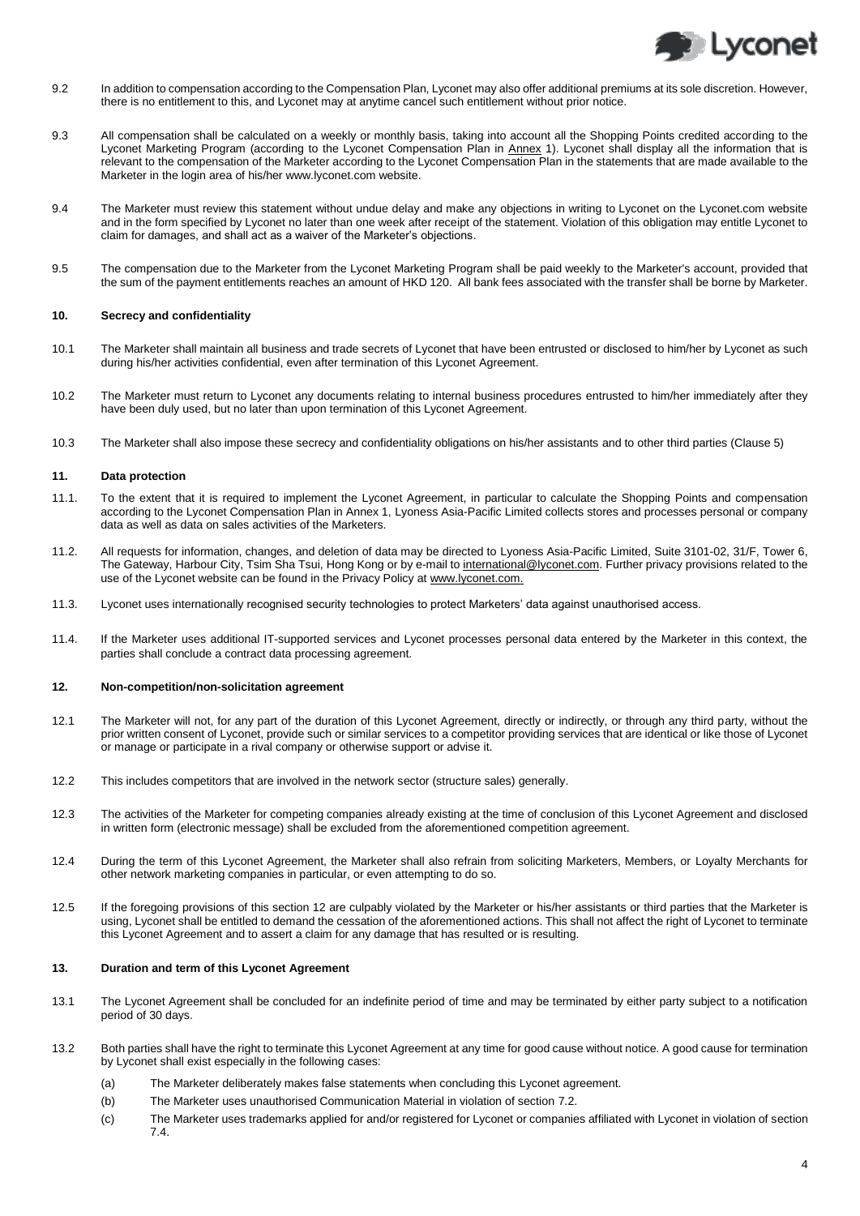9.2 In addition to compensation according to the Compensation Plan, Lyconet may also offer additional premiums at its sole discretion. However, there is no entitlement to this, and Lyconet may at anytime cancel such entitlement without prior notice.

9.3 All compensation shall be calculated on a weekly or monthly basis, taking into account all the Shopping Points credited according to the Lyconet Marketing Program (according to the Lyconet Compensation Plan in Annex 1). Lyconet shall display all the information that is relevant to the compensation of the Marketer according to the Lyconet Compensation Plan in the statements that are made available to the Marketer in the login area of his/her www.lyconet.com website.

9.4 The Marketer must review this statement without undue delay and make any objections in writing to Lyconet on the Lyconet.com website and in the form specified by Lyconet no later than one week after receipt of the statement. Violation of this obligation may entitle Lyconet to claim for damages, and shall act as a waiver of the Marketer's objections.

9.5 The compensation due to the Marketer from the Lyconet Marketing Program shall be paid weekly to the Marketer's account, provided that the sum of the payment entitlements reaches an amount of HKD 120. All bank fees associated with the transfer shall be borne by Marketer.

### 10. Secrecy and confidentiality

10.1 The Marketer shall maintain all business and trade secrets of Lyconet that have been entrusted or disclosed to him/her by Lyconet as such during his/her activities confidential, even after termination of this Lyconet Agreement.

10.2 The Marketer must return to Lyconet any documents relating to internal business procedures entrusted to him/her immediately after they have been duly used, but no later than upon termination of this Lyconet Agreement.

10.3 The Marketer shall also impose these secrecy and confidentiality obligations on his/her assistants and to other third parties (Clause 5)

### 11. Data protection

11.1. To the extent that it is required to implement the Lyconet Agreement, in particular to calculate the Shopping Points and compensation according to the Lyconet Compensation Plan in Annex 1, Lyoness Asia-Pacific Limited collects stores and processes personal or company data as well as data on sales activities of the Marketers.

11.2. All requests for information, changes, and deletion of data may be directed to Lyoness Asia-Pacific Limited, Suite 3101-02, 31/F, Tower 6, The Gateway, Harbour City, Tsim Sha Tsui, Hong Kong or by e-mail to international@lyconet.com. Further privacy provisions related to the use of the Lyconet website can be found in the Privacy Policy at www.lyconet.com.

11.3. Lyconet uses internationally recognised security technologies to protect Marketers' data against unauthorised access.

11.4. If the Marketer uses additional IT-supported services and Lyconet processes personal data entered by the Marketer in this context, the parties shall conclude a contract data processing agreement.

### 12. Non-competition/non-solicitation agreement

12.1 The Marketer will not, for any part of the duration of this Lyconet Agreement, directly or indirectly, or through any third party, without the prior written consent of Lyconet, provide such or similar services to a competitor providing services that are identical or like those of Lyconet or manage or participate in a rival company or otherwise support or advise it.

12.2 This includes competitors that are involved in the network sector (structure sales) generally.

12.3 The activities of the Marketer for competing companies already existing at the time of conclusion of this Lyconet Agreement and disclosed in written form (electronic message) shall be excluded from the aforementioned competition agreement.

12.4 During the term of this Lyconet Agreement, the Marketer shall also refrain from soliciting Marketers, Members, or Loyalty Merchants for other network marketing companies in particular, or even attempting to do so.

12.5 If the foregoing provisions of this section 12 are culpably violated by the Marketer or his/her assistants or third parties that the Marketer is using, Lyconet shall be entitled to demand the cessation of the aforementioned actions. This shall not affect the right of Lyconet to terminate this Lyconet Agreement and to assert a claim for any damage that has resulted or is resulting.

### 13. Duration and term of this Lyconet Agreement

13.1 The Lyconet Agreement shall be concluded for an indefinite period of time and may be terminated by either party subject to a notification period of 30 days.

13.2 Both parties shall have the right to terminate this Lyconet Agreement at any time for good cause without notice. A good cause for termination by Lyconet shall exist especially in the following cases:

(a) The Marketer deliberately makes false statements when concluding this Lyconet agreement.

(b) The Marketer uses unauthorised Communication Material in violation of section 7.2.

(c) The Marketer uses trademarks applied for and/or registered for Lyconet or companies affiliated with Lyconet in violation of section 7.4.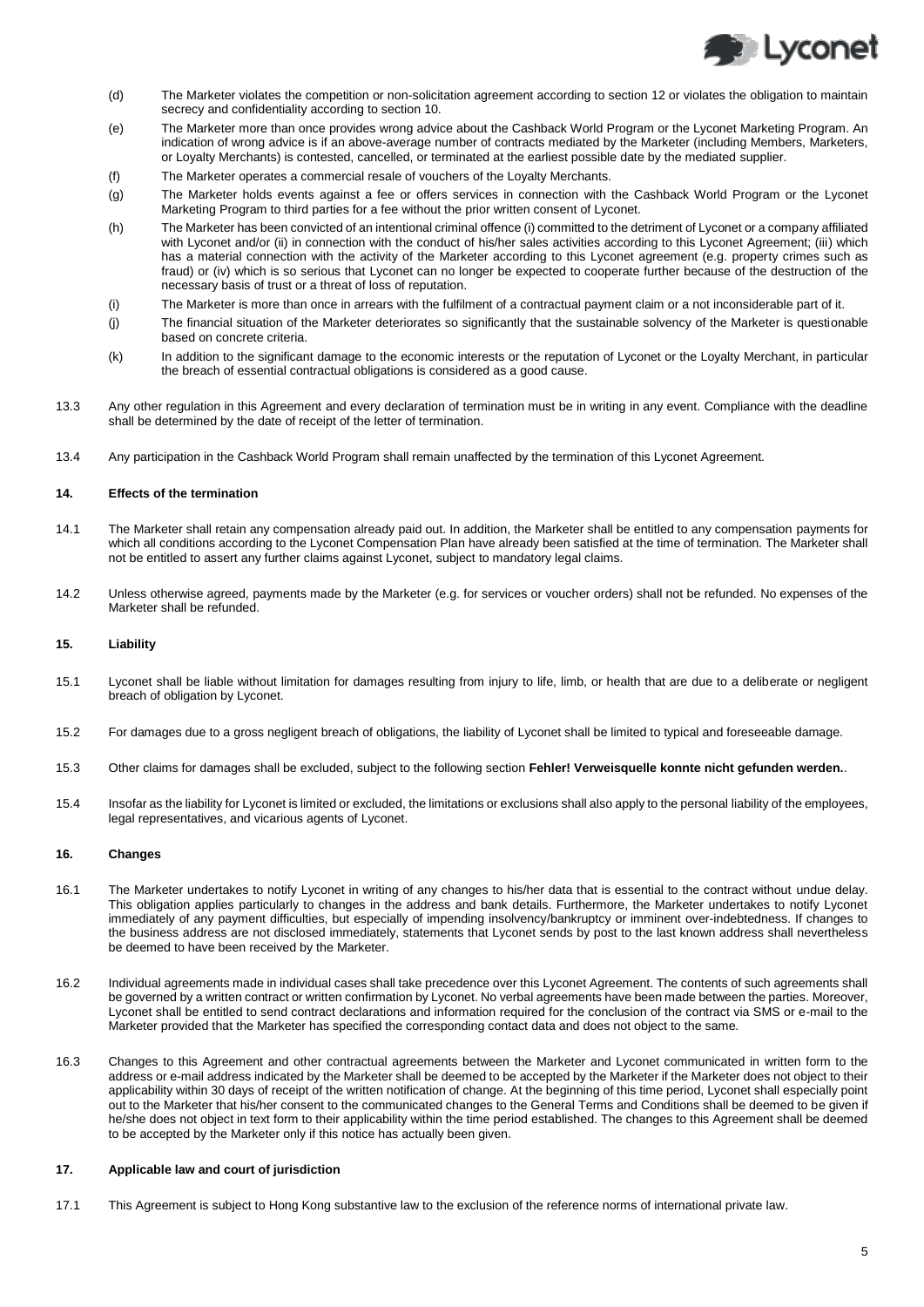(d) The Marketer violates the competition or non-solicitation agreement according to section 12 or violates the obligation to maintain secrecy and confidentiality according to section 10.

(e) The Marketer more than once provides wrong advice about the Cashback World Program or the Lyconet Marketing Program. An indication of wrong advice is if an above-average number of contracts mediated by the Marketer (including Members, Marketers, or Loyalty Merchants) is contested, cancelled, or terminated at the earliest possible date by the mediated supplier.

(f) The Marketer operates a commercial resale of vouchers of the Loyalty Merchants.

(g) The Marketer holds events against a fee or offers services in connection with the Cashback World Program or the Lyconet Marketing Program to third parties for a fee without the prior written consent of Lyconet.

(h) The Marketer has been convicted of an intentional criminal offence (i) committed to the detriment of Lyconet or a company affiliated with Lyconet and/or (ii) in connection with the conduct of his/her sales activities according to this Lyconet Agreement; (iii) which has a material connection with the activity of the Marketer according to this Lyconet agreement (e.g. property crimes such as fraud) or (iv) which is so serious that Lyconet can no longer be expected to cooperate further because of the destruction of the necessary basis of trust or a threat of loss of reputation.

(i) The Marketer is more than once in arrears with the fulfilment of a contractual payment claim or a not inconsiderable part of it.

(j) The financial situation of the Marketer deteriorates so significantly that the sustainable solvency of the Marketer is questionable based on concrete criteria.

(k) In addition to the significant damage to the economic interests or the reputation of Lyconet or the Loyalty Merchant, in particular the breach of essential contractual obligations is considered as a good cause.

13.3 Any other regulation in this Agreement and every declaration of termination must be in writing in any event. Compliance with the deadline shall be determined by the date of receipt of the letter of termination.

13.4 Any participation in the Cashback World Program shall remain unaffected by the termination of this Lyconet Agreement.

### 14. Effects of the termination

14.1 The Marketer shall retain any compensation already paid out. In addition, the Marketer shall be entitled to any compensation payments for which all conditions according to the Lyconet Compensation Plan have already been satisfied at the time of termination. The Marketer shall not be entitled to assert any further claims against Lyconet, subject to mandatory legal claims.

14.2 Unless otherwise agreed, payments made by the Marketer (e.g. for services or voucher orders) shall not be refunded. No expenses of the Marketer shall be refunded.

### 15. Liability

15.1 Lyconet shall be liable without limitation for damages resulting from injury to life, limb, or health that are due to a deliberate or negligent breach of obligation by Lyconet.

15.2 For damages due to a gross negligent breach of obligations, the liability of Lyconet shall be limited to typical and foreseeable damage.

15.3 Other claims for damages shall be excluded, subject to the following section **Fehler! Verweisquelle konnte nicht gefunden werden.**.

15.4 Insofar as the liability for Lyconet is limited or excluded, the limitations or exclusions shall also apply to the personal liability of the employees, legal representatives, and vicarious agents of Lyconet.

### 16. Changes

16.1 The Marketer undertakes to notify Lyconet in writing of any changes to his/her data that is essential to the contract without undue delay. This obligation applies particularly to changes in the address and bank details. Furthermore, the Marketer undertakes to notify Lyconet immediately of any payment difficulties, but especially of impending insolvency/bankruptcy or imminent over-indebtedness. If changes to the business address are not disclosed immediately, statements that Lyconet sends by post to the last known address shall nevertheless be deemed to have been received by the Marketer.

16.2 Individual agreements made in individual cases shall take precedence over this Lyconet Agreement. The contents of such agreements shall be governed by a written contract or written confirmation by Lyconet. No verbal agreements have been made between the parties. Moreover, Lyconet shall be entitled to send contract declarations and information required for the conclusion of the contract via SMS or e-mail to the Marketer provided that the Marketer has specified the corresponding contact data and does not object to the same.

16.3 Changes to this Agreement and other contractual agreements between the Marketer and Lyconet communicated in written form to the address or e-mail address indicated by the Marketer shall be deemed to be accepted by the Marketer if the Marketer does not object to their applicability within 30 days of receipt of the written notification of change. At the beginning of this time period, Lyconet shall especially point out to the Marketer that his/her consent to the communicated changes to the General Terms and Conditions shall be deemed to be given if he/she does not object in text form to their applicability within the time period established. The changes to this Agreement shall be deemed to be accepted by the Marketer only if this notice has actually been given.

### 17. Applicable law and court of jurisdiction

17.1 This Agreement is subject to Hong Kong substantive law to the exclusion of the reference norms of international private law.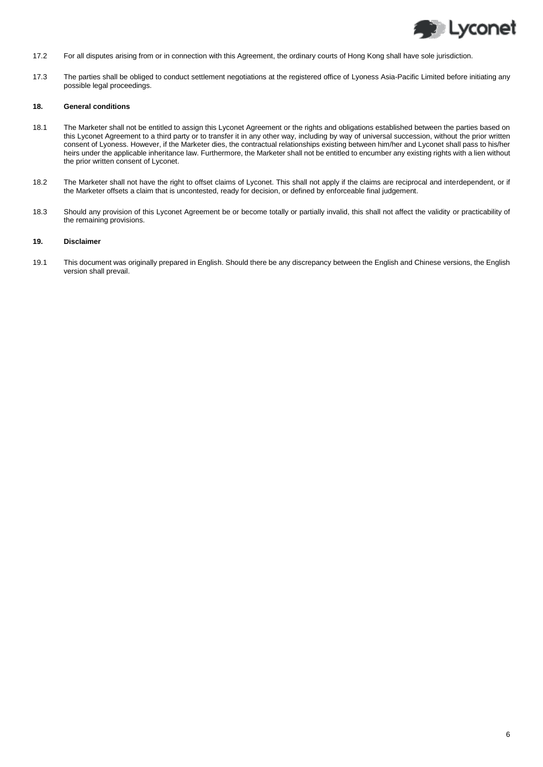17.2 For all disputes arising from or in connection with this Agreement, the ordinary courts of Hong Kong shall have sole jurisdiction.

17.3 The parties shall be obliged to conduct settlement negotiations at the registered office of Lyoness Asia-Pacific Limited before initiating any possible legal proceedings.

## 18. General conditions

18.1 The Marketer shall not be entitled to assign this Lyconet Agreement or the rights and obligations established between the parties based on this Lyconet Agreement to a third party or to transfer it in any other way, including by way of universal succession, without the prior written consent of Lyoness. However, if the Marketer dies, the contractual relationships existing between him/her and Lyconet shall pass to his/her heirs under the applicable inheritance law. Furthermore, the Marketer shall not be entitled to encumber any existing rights with a lien without the prior written consent of Lyconet.

18.2 The Marketer shall not have the right to offset claims of Lyconet. This shall not apply if the claims are reciprocal and interdependent, or if the Marketer offsets a claim that is uncontested, ready for decision, or defined by enforceable final judgement.

18.3 Should any provision of this Lyconet Agreement be or become totally or partially invalid, this shall not affect the validity or practicability of the remaining provisions.

## 19. Disclaimer

19.1 This document was originally prepared in English. Should there be any discrepancy between the English and Chinese versions, the English version shall prevail.